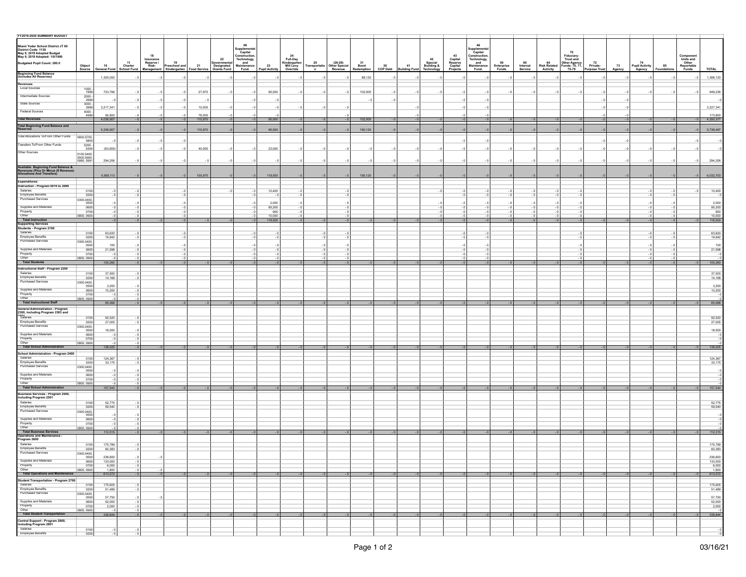| FY2019-2020 SUMMARY BUDGET<br><br>Miami Yoder School District JT 60<br>District Code: 1130<br>May 9, 2019 Adopted Budget<br>May 9, 2019 Adopted: 1/0/1900<br><br>Budgeted Pupil Count: 280.0 | Object Source | 10 General Fund | 11 Charter School Fund | 18 Insurance Reserve / Risk-Management | 19 Preschool and Kindergarten | 21 Food Service | 22 Governmental Designated Grants Fund | 06 Supplemental Capital Construction, Technology, and Maintenance Fund. | 23 Pupil Activity | 24 Full-Day Kindergarten Mill Levy Override | 25 Transportation | (26-29) Other Special Revenue | 31 Bond Redemption | 39 COP Debt | 41 Building Fund | 42 Special Building & Technology | 43 Capital Reserve Capital Projects | 46 Supplemental Capital Construction, Technology, and Maintenance Fund. | 50 Enterprise Funds | 60 Internal Service | 64 Risk Related Activity | 70 Fiduciary: Trust and Other Agency Funds: 70, 71, 75-79 | 72 Private-Purpose Trust | 73 Agency | 74 Pupil Activity Agency | 85 Foundations | Component Units and Other Reportable Funds | TOTAL |
|---|---|---|---|---|---|---|---|---|---|---|---|---|---|---|---|---|---|---|---|---|---|---|---|---|---|---|---|---|
| **Beginning Fund Balance (Includes All Reserves)** | | 1,300,000 | - 0 | - 0 | - 0 | - 0 | - 0 | - 0 | - 0 | - 0 | - 0 | - 0 | 88,120 | - 0 | - 0 | - 0 | - 0 | - 0 | - 0 | - 0 | - 0 | - 0 | - 0 | - 0 | - 0 | - 0 | - 0 | 1,388,120 |
| **Revenues** | | | | | | | | | | | | | | | | | | | | | | | | | | | | |
| Local Sources | 1000 - 1999 | 723,766 | - 0 | - 0 | - 0 | 27,970 | - 0 | - 0 | 95,500 | - 0 | - 0 | - 0 | 102,000 | - 0 | - 0 | - 0 | - 0 | - 0 | - 0 | - 0 | - 0 | - 0 | - 0 | - 0 | - 0 | - 0 | - 0 | 949,236 |
| Intermediate Sources | 2000 - 2999 | - 0 | - 0 | - 0 | - 0 | - 0 | | - 0 | - 0 | | | | - 0 | - 0 | | | - 0 | - 0 | | | | | - 0 | - 0 | | | | - 0 |
| State Sources | 3000 - 3999 | 3,217,341 | - 0 | - 0 | - 0 | 10,000 | - 0 | - 0 | - 0 | - 0 | - 0 | - 0 | | | - 0 | | - 0 | - 0 | | | | | - 0 | - 0 | | | | 3,227,341 |
| Federal Sources | 4000 - 4999 | 95,800 | - 0 | - 0 | - 0 | 78,000 | - 0 | - 0 | - 0 | | | - 0 | | | - 0 | | - 0 | - 0 | | | | | - 0 | - 0 | | | | 173,800 |
| **Total Revenues** | | 4,036,907 | - 0 | - 0 | - 0 | 115,970 | - 0 | - 0 | 95,500 | - 0 | - 0 | - 0 | 102,000 | - 0 | - 0 | - 0 | - 0 | - 0 | - 0 | - 0 | - 0 | - 0 | - 0 | - 0 | - 0 | - 0 | - 0 | 4,350,377 |
| **Total Beginning Fund Balance and Reserves** | | 5,336,907 | - 0 | - 0 | - 0 | 115,970 | - 0 | - 0 | 95,500 | - 0 | - 0 | - 0 | 190,120 | - 0 | - 0 | - 0 | - 0 | - 0 | - 0 | - 0 | - 0 | - 0 | - 0 | - 0 | - 0 | - 0 | - 0 | 5,738,497 |
| Total Allocations To/From Other Funds | 5600,5700, 5800 | - 0 | - 0 | - 0 | - 0 | | | | | | | | | | | | - 0 | - 0 | | | | | - 0 | - 0 | | | - 0 | - 0 |
| Transfers To/From Other Funds | 5200 - 5300 | (63,000) | - 0 | - 0 | - 0 | 40,000 | - 0 | - 0 | 23,000 | - 0 | - 0 | - 0 | - 0 | - 0 | - 0 | - 0 | - 0 | - 0 | - 0 | - 0 | - 0 | - 0 | - 0 | - 0 | - 0 | - 0 | - 0 | - 0 |
| Other Sources | 5100,5400, 5500,5900, 5990, 5991 | 294,206 | - 0 | - 0 | - 0 | - 0 | - 0 | - 0 | - 0 | - 0 | - 0 | - 0 | - 0 | - 0 | - 0 | - 0 | - 0 | - 0 | - 0 | - 0 | - 0 | - 0 | - 0 | - 0 | - 0 | - 0 | - 0 | 294,206 |
| **Available Beginning Fund Balance & Revenues (Plus Or Minus (If Revenue) Allocations And Transfers)** | | 5,568,113 | - 0 | - 0 | - 0 | 155,970 | - 0 | - 0 | 118,500 | - 0 | - 0 | - 0 | 190,120 | - 0 | - 0 | - 0 | - 0 | - 0 | - 0 | - 0 | - 0 | - 0 | - 0 | - 0 | - 0 | - 0 | - 0 | 6,032,703 |
| **Expenditures** | | | | | | | | | | | | | | | | | | | | | | | | | | | | |
| **Instruction - Program 0010 to 2099** | | | | | | | | | | | | | | | | | | | | | | | | | | | | |
| Salaries | 0100 | - 0 | - 0 | | - 0 | | - 0 | - 0 | 10,400 | - 0 | | - 0 | | | | - 0 | - 0 | - 0 | - 0 | - 0 | - 0 | - 0 | | | - 0 | - 0 | - 0 | 10,400 |
| Employee Benefits | 0200 | - 0 | - 0 | | - 0 | | | - 0 | - 0 | - 0 | | - 0 | | | | | - 0 | - 0 | - 0 | - 0 | - 0 | - 0 | | | - 0 | - 0 | | - 0 |
| Purchased Services | 0300,0400, 0500 | - 0 | - 0 | | - 0 | | | - 0 | 2,000 | - 0 | | - 0 | | | | - 0 | - 0 | - 0 | - 0 | - 0 | - 0 | - 0 | | | - 0 | - 0 | | 2,000 |
| Supplies and Materials | 0600 | - 0 | - 0 | | - 0 | | | - 0 | 95,200 | - 0 | | - 0 | | | | - 0 | - 0 | - 0 | - 0 | - 0 | - 0 | - 0 | | | - 0 | - 0 | | 95,200 |
| Property | 0700 | - 0 | - 0 | | - 0 | | | - 0 | 900 | - 0 | | - 0 | | | | - 0 | - 0 | - 0 | - 0 | - 0 | - 0 | - 0 | | | - 0 | - 0 | | 900 |
| Other | 0800, 0900 | - 0 | - 0 | | - 0 | | | - 0 | 10,000 | - 0 | | - 0 | | | | - 0 | - 0 | - 0 | - 0 | - 0 | - 0 | - 0 | | | - 0 | - 0 | | 10,000 |
| **Total Instruction** | | - 0 | - 0 | - 0 | - 0 | - 0 | - 0 | - 0 | 118,500 | - 0 | - 0 | - 0 | - 0 | - 0 | - 0 | - 0 | - 0 | - 0 | - 0 | - 0 | - 0 | - 0 | - 0 | - 0 | - 0 | - 0 | - 0 | 118,500 |
| **Supporting Services** | | | | | | | | | | | | | | | | | | | | | | | | | | | | |
| **Students - Program 2100** | | | | | | | | | | | | | | | | | | | | | | | | | | | | |
| Salaries | 0100 | 63,620 | - 0 | | - 0 | | | - 0 | - 0 | | - 0 | - 0 | | | | | - 0 | - 0 | | | | - 0 | | | - 0 | - 0 | | 63,620 |
| Employee Benefits | 0200 | 19,942 | - 0 | | - 0 | | | - 0 | - 0 | | - 0 | - 0 | | | | | - 0 | - 0 | | | | - 0 | | | - 0 | - 0 | | 19,942 |
| Purchased Services | 0300,0400, 0500 | 100 | - 0 | | - 0 | | | - 0 | - 0 | | - 0 | - 0 | | | | | - 0 | - 0 | | | | - 0 | | | - 0 | - 0 | | 100 |
| Supplies and Materials | 0600 | 21,598 | - 0 | | - 0 | | | - 0 | - 0 | | - 0 | - 0 | | | | | - 0 | - 0 | | | | - 0 | | | - 0 | - 0 | | 21,598 |
| Property | 0700 | - 0 | - 0 | | - 0 | | | - 0 | - 0 | | - 0 | - 0 | | | | | - 0 | - 0 | | | | - 0 | | | - 0 | - 0 | | - 0 |
| Other | 0800, 0900 | - 0 | - 0 | | - 0 | | | - 0 | - 0 | | - 0 | - 0 | | | | | - 0 | - 0 | | | | - 0 | | | - 0 | - 0 | | - 0 |
| **Total Students** | | 105,260 | - 0 | - 0 | - 0 | - 0 | - 0 | - 0 | - 0 | - 0 | - 0 | - 0 | - 0 | - 0 | - 0 | - 0 | - 0 | - 0 | - 0 | - 0 | - 0 | - 0 | - 0 | - 0 | - 0 | - 0 | - 0 | 105,260 |
| **Instructional Staff - Program 2200** | | | | | | | | | | | | | | | | | | | | | | | | | | | | |
| Salaries | 0100 | 37,500 | - 0 | | | | | | | | | | | | | | | | | | | | | | | | | 37,500 |
| Employee Benefits | 0200 | 14,168 | - 0 | | | | | | | | | | | | | | | | | | | | | | | | | 14,168 |
| Purchased Services | 0300,0400, 0500 | 3,200 | - 0 | | | | | | | | | | | | | | | | | | | | | | | | | 3,200 |
| Supplies and Materials | 0600 | 10,200 | - 0 | | | | | | | | | | | | | | | | | | | | | | | | | 10,200 |
| Property | 0700 | - 0 | - 0 | | | | | | | | | | | | | | | | | | | | | | | | | - 0 |
| Other | 0800, 0900 | - 0 | - 0 | | | | | | | | | | | | | | | | | | | | | | | | | - 0 |
| **Total Instructional Staff** | | 65,068 | - 0 | - 0 | - 0 | - 0 | - 0 | - 0 | - 0 | - 0 | - 0 | - 0 | - 0 | - 0 | - 0 | - 0 | - 0 | - 0 | - 0 | - 0 | - 0 | - 0 | - 0 | - 0 | - 0 | - 0 | - 0 | 65,068 |
| **General Administration - Program 2300, including Program 2303 and 2304** | | | | | | | | | | | | | | | | | | | | | | | | | | | | |
| Salaries | 0100 | 92,520 | - 0 | | | | | | | | | | | | | | | | | | | | | | | | | 92,520 |
| Employee Benefits | 0200 | 27,005 | - 0 | | | | | | | | | | | | | | | | | | | | | | | | | 27,005 |
| Purchased Services | 0300,0400, 0500 | 18,500 | - 0 | | | | | | | | | | | | | | | | | | | | | | | | | 18,500 |
| Supplies and Materials | 0600 | - 0 | - 0 | | | | | | | | | | | | | | | | | | | | | | | | | - 0 |
| Property | 0700 | - 0 | - 0 | | | | | | | | | | | | | | | | | | | | | | | | | - 0 |
| Other | 0800, 0900 | - 0 | - 0 | | | | | | | | | | | | | | | | | | | | | | | | | - 0 |
| **Total School Administration** | | 138,025 | - 0 | - 0 | - 0 | - 0 | - 0 | - 0 | - 0 | - 0 | - 0 | - 0 | - 0 | - 0 | - 0 | - 0 | - 0 | - 0 | - 0 | - 0 | - 0 | - 0 | - 0 | - 0 | - 0 | - 0 | - 0 | 138,025 |
| **School Administration - Program 2400** | | | | | | | | | | | | | | | | | | | | | | | | | | | | |
| Salaries | 0100 | 124,367 | - 0 | | | | | | | | | | | | | | | | | | | | | | | | | 124,367 |
| Employee Benefits | 0200 | 33,175 | - 0 | | | | | | | | | | | | | | | | | | | | | | | | | 33,175 |
| Purchased Services | 0300,0400, 0500 | - 0 | - 0 | | | | | | | | | | | | | | | | | | | | | | | | | - 0 |
| Supplies and Materials | 0600 | - 0 | - 0 | | | | | | | | | | | | | | | | | | | | | | | | | - 0 |
| Property | 0700 | - 0 | - 0 | | | | | | | | | | | | | | | | | | | | | | | | | - 0 |
| Other | 0800, 0900 | - 0 | - 0 | | | | | | | | | | | | | | | | | | | | | | | | | - 0 |
| **Total School Administration** | | 157,542 | - 0 | - 0 | - 0 | - 0 | - 0 | - 0 | - 0 | - 0 | - 0 | - 0 | - 0 | - 0 | - 0 | - 0 | - 0 | - 0 | - 0 | - 0 | - 0 | - 0 | - 0 | - 0 | - 0 | - 0 | - 0 | 157,542 |
| **Business Services - Program 2500, including Program 2501** | | | | | | | | | | | | | | | | | | | | | | | | | | | | |
| Salaries | 0100 | 52,775 | - 0 | | | | | | | | | | | | | | | | | | | | | | | | | 52,775 |
| Employee Benefits | 0200 | 59,540 | - 0 | | | | | | | | | | | | | | | | | | | | | | | | | 59,540 |
| Purchased Services | 0300,0400, 0500 | - 0 | - 0 | | | | | | | | | | | | | | | | | | | | | | | | | - 0 |
| Supplies and Materials | 0600 | - 0 | - 0 | | | | | | | | | | | | | | | | | | | | | | | | | - 0 |
| Property | 0700 | - 0 | - 0 | | | | | | | | | | | | | | | | | | | | | | | | | - 0 |
| Other | 0800, 0900 | - 0 | - 0 | | | | | | | | | | | | | | | | | | | | | | | | | - 0 |
| **Total Business Services** | | 112,315 | - 0 | - 0 | - 0 | - 0 | - 0 | - 0 | - 0 | - 0 | - 0 | - 0 | - 0 | - 0 | - 0 | - 0 | - 0 | - 0 | - 0 | - 0 | - 0 | - 0 | - 0 | - 0 | - 0 | - 0 | - 0 | 112,315 |
| **Operations and Maintenance - Program 2600** | | | | | | | | | | | | | | | | | | | | | | | | | | | | |
| Salaries | 0100 | 175,789 | - 0 | | | | | | | | | | | | | | | | | | | | | | | | | 175,789 |
| Employee Benefits | 0200 | 60,383 | - 0 | | | | | | | | | | | | | | | | | | | | | | | | | 60,383 |
| Purchased Services | 0300,0400, 0500 | 236,600 | - 0 | - 0 | | | | | | | | | | | | | | | | | | | | | | | | 236,600 |
| Supplies and Materials | 0600 | 133,000 | - 0 | | | | | | | | | | | | | | | | | | | | | | | | | 133,000 |
| Property | 0700 | 6,000 | - 0 | | | | | | | | | | | | | | | | | | | | | | | | | 6,000 |
| Other | 0800, 0900 | 1,800 | - 0 | - 0 | | | | | | | | | | | | | | | | | | | | | | | | 1,800 |
| **Total Operations and Maintenance** | | 613,572 | - 0 | - 0 | - 0 | - 0 | - 0 | - 0 | - 0 | - 0 | - 0 | - 0 | - 0 | - 0 | - 0 | - 0 | - 0 | - 0 | - 0 | - 0 | - 0 | - 0 | - 0 | - 0 | - 0 | - 0 | - 0 | 613,572 |
| **Student Transportation - Program 2700** | | | | | | | | | | | | | | | | | | | | | | | | | | | | |
| Salaries | 0100 | 175,605 | - 0 | | | | | | | | | | | | | | | | | | | | | | | | | 175,605 |
| Employee Benefits | 0200 | 51,489 | - 0 | | | | | | | | | | | | | | | | | | | | | | | | | 51,489 |
| Purchased Services | 0300,0400, 0500 | 57,750 | - 0 | - 0 | | | | | | | | | | | | | | | | | | | | | | | | 57,750 |
| Supplies and Materials | 0600 | 52,000 | - 0 | | | | | | | | | | | | | | | | | | | | | | | | | 52,000 |
| Property | 0700 | 2,000 | - 0 | | | | | | | | | | | | | | | | | | | | | | | | | 2,000 |
| Other | 0800, 0900 | - 0 | - 0 | | | | | | | | | | | | | | | | | | | | | | | | | - 0 |
| **Total Student Transportation** | | 338,844 | - 0 | - 0 | - 0 | - 0 | - 0 | - 0 | - 0 | - 0 | - 0 | - 0 | - 0 | - 0 | - 0 | - 0 | - 0 | - 0 | - 0 | - 0 | - 0 | - 0 | - 0 | - 0 | - 0 | - 0 | - 0 | 338,844 |
| **Central Support - Program 2800, including Program 2801** | | | | | | | | | | | | | | | | | | | | | | | | | | | | |
| Salaries | 0100 | - 0 | - 0 | | | | | | | | | | | | | | | | | | | | | | | | | - 0 |
| Employee Benefits | 0200 | - 0 | - 0 | | | | | | | | | | | | | | | | | | | | | | | | | - 0 |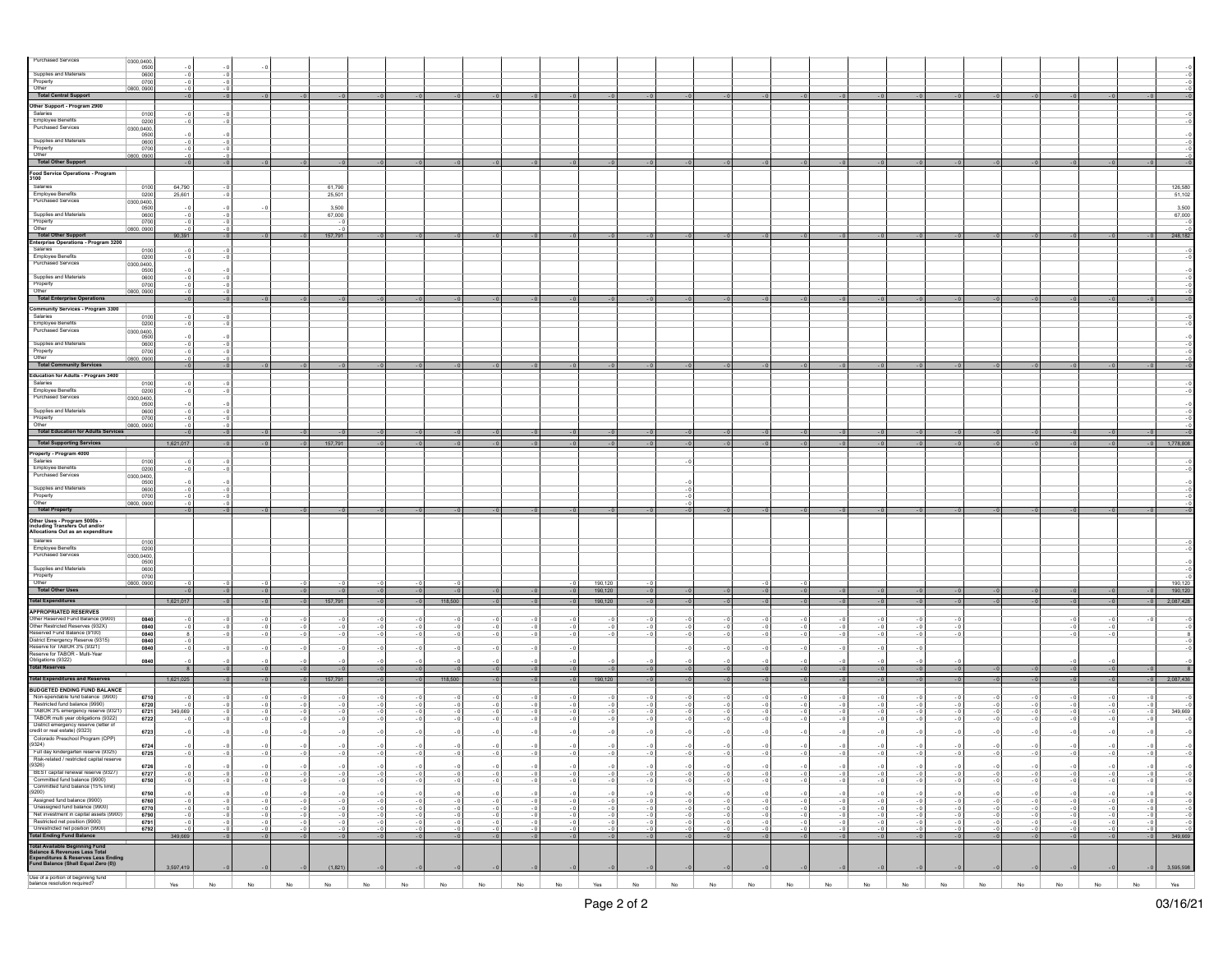| | | | | | | | | | | | | | | | | | | | | | | | | | | | | |
|---|---|---|---|---|---|---|---|---|---|---|---|---|---|---|---|---|---|---|---|---|---|---|---|---|---|---|---|---|
| Purchased Services | 0300,0400, 0500 | - 0 | - 0 | - 0 | | | | | | | | | | | | | | | | | | | | | | | | - 0 |
| Supplies and Materials | 0600 | - 0 | - 0 | | | | | | | | | | | | | | | | | | | | | | | | | - 0 |
| Property | 0700 | - 0 | - 0 | | | | | | | | | | | | | | | | | | | | | | | | | - 0 |
| Other | 0800, 0900 | - 0 | - 0 | | | | | | | | | | | | | | | | | | | | | | | | | - 0 |
| **Total Central Support** | | - 0 | - 0 | - 0 | - 0 | - 0 | - 0 | - 0 | - 0 | - 0 | - 0 | - 0 | - 0 | - 0 | - 0 | - 0 | - 0 | - 0 | - 0 | - 0 | - 0 | - 0 | - 0 | - 0 | - 0 | - 0 | - 0 | - 0 |
| **Other Support - Program 2900** | | | | | | | | | | | | | | | | | | | | | | | | | | | | |
| Salaries | 0100 | - 0 | - 0 | | | | | | | | | | | | | | | | | | | | | | | | | - 0 |
| Employee Benefits | 0200 | - 0 | - 0 | | | | | | | | | | | | | | | | | | | | | | | | | - 0 |
| Purchased Services | 0300,0400, 0500 | - 0 | - 0 | | | | | | | | | | | | | | | | | | | | | | | | | - 0 |
| Supplies and Materials | 0600 | - 0 | - 0 | | | | | | | | | | | | | | | | | | | | | | | | | - 0 |
| Property | 0700 | - 0 | - 0 | | | | | | | | | | | | | | | | | | | | | | | | | - 0 |
| Other | 0800, 0900 | - 0 | - 0 | | | | | | | | | | | | | | | | | | | | | | | | | - 0 |
| **Total Other Support** | | - 0 | - 0 | - 0 | - 0 | - 0 | - 0 | - 0 | - 0 | - 0 | - 0 | - 0 | - 0 | - 0 | - 0 | - 0 | - 0 | - 0 | - 0 | - 0 | - 0 | - 0 | - 0 | - 0 | - 0 | - 0 | - 0 | - 0 |
| **Food Service Operations - Program 3100** | | | | | | | | | | | | | | | | | | | | | | | | | | | | |
| Salaries | 0100 | 64,790 | - 0 | | | 61,790 | | | | | | | | | | | | | | | | | | | | | | 126,580 |
| Employee Benefits | 0200 | 25,601 | - 0 | | | 25,501 | | | | | | | | | | | | | | | | | | | | | | 51,102 |
| Purchased Services | 0300,0400, 0500 | - 0 | - 0 | - 0 | | 3,500 | | | | | | | | | | | | | | | | | | | | | | 3,500 |
| Supplies and Materials | 0600 | - 0 | - 0 | | | 67,000 | | | | | | | | | | | | | | | | | | | | | | 67,000 |
| Property | 0700 | - 0 | - 0 | | | - 0 | | | | | | | | | | | | | | | | | | | | | | - 0 |
| Other | 0800, 0900 | - 0 | - 0 | | | - 0 | | | | | | | | | | | | | | | | | | | | | | - 0 |
| **Total Other Support** | | 90,391 | - 0 | - 0 | - 0 | 157,791 | - 0 | - 0 | - 0 | - 0 | - 0 | - 0 | - 0 | - 0 | - 0 | - 0 | - 0 | - 0 | - 0 | - 0 | - 0 | - 0 | - 0 | - 0 | - 0 | - 0 | - 0 | 248,182 |
| **Enterprise Operations - Program 3200** | | | | | | | | | | | | | | | | | | | | | | | | | | | | |
| Salaries | 0100 | - 0 | - 0 | | | | | | | | | | | | | | | | | | | | | | | | | - 0 |
| Employee Benefits | 0200 | - 0 | - 0 | | | | | | | | | | | | | | | | | | | | | | | | | - 0 |
| Purchased Services | 0300,0400, 0500 | - 0 | - 0 | | | | | | | | | | | | | | | | | | | | | | | | | - 0 |
| Supplies and Materials | 0600 | - 0 | - 0 | | | | | | | | | | | | | | | | | | | | | | | | | - 0 |
| Property | 0700 | - 0 | - 0 | | | | | | | | | | | | | | | | | | | | | | | | | - 0 |
| Other | 0800, 0900 | - 0 | - 0 | | | | | | | | | | | | | | | | | | | | | | | | | - 0 |
| **Total Enterprise Operations** | | - 0 | - 0 | - 0 | - 0 | - 0 | - 0 | - 0 | - 0 | - 0 | - 0 | - 0 | - 0 | - 0 | - 0 | - 0 | - 0 | - 0 | - 0 | - 0 | - 0 | - 0 | - 0 | - 0 | - 0 | - 0 | - 0 | - 0 |
| **Community Services - Program 3300** | | | | | | | | | | | | | | | | | | | | | | | | | | | | |
| Salaries | 0100 | - 0 | - 0 | | | | | | | | | | | | | | | | | | | | | | | | | - 0 |
| Employee Benefits | 0200 | - 0 | - 0 | | | | | | | | | | | | | | | | | | | | | | | | | - 0 |
| Purchased Services | 0300,0400, 0500 | - 0 | - 0 | | | | | | | | | | | | | | | | | | | | | | | | | - 0 |
| Supplies and Materials | 0600 | - 0 | - 0 | | | | | | | | | | | | | | | | | | | | | | | | | - 0 |
| Property | 0700 | - 0 | - 0 | | | | | | | | | | | | | | | | | | | | | | | | | - 0 |
| Other | 0800, 0900 | - 0 | - 0 | | | | | | | | | | | | | | | | | | | | | | | | | - 0 |
| **Total Community Services** | | - 0 | - 0 | - 0 | - 0 | - 0 | - 0 | - 0 | - 0 | - 0 | - 0 | - 0 | - 0 | - 0 | - 0 | - 0 | - 0 | - 0 | - 0 | - 0 | - 0 | - 0 | - 0 | - 0 | - 0 | - 0 | - 0 | - 0 |
| **Education for Adults - Program 3400** | | | | | | | | | | | | | | | | | | | | | | | | | | | | |
| Salaries | 0100 | - 0 | - 0 | | | | | | | | | | | | | | | | | | | | | | | | | - 0 |
| Employee Benefits | 0200 | - 0 | - 0 | | | | | | | | | | | | | | | | | | | | | | | | | - 0 |
| Purchased Services | 0300,0400, 0500 | - 0 | - 0 | | | | | | | | | | | | | | | | | | | | | | | | | - 0 |
| Supplies and Materials | 0600 | - 0 | - 0 | | | | | | | | | | | | | | | | | | | | | | | | | - 0 |
| Property | 0700 | - 0 | - 0 | | | | | | | | | | | | | | | | | | | | | | | | | - 0 |
| Other | 0800, 0900 | - 0 | - 0 | | | | | | | | | | | | | | | | | | | | | | | | | - 0 |
| **Total Education for Adults Services** | | - 0 | - 0 | - 0 | - 0 | - 0 | - 0 | - 0 | - 0 | - 0 | - 0 | - 0 | - 0 | - 0 | - 0 | - 0 | - 0 | - 0 | - 0 | - 0 | - 0 | - 0 | - 0 | - 0 | - 0 | - 0 | - 0 | - 0 |
| **Total Supporting Services** | | 1,621,017 | - 0 | - 0 | - 0 | 157,791 | - 0 | - 0 | - 0 | - 0 | - 0 | - 0 | - 0 | - 0 | - 0 | - 0 | - 0 | - 0 | - 0 | - 0 | - 0 | - 0 | - 0 | - 0 | - 0 | - 0 | - 0 | 1,778,808 |
| **Property - Program 4000** | | | | | | | | | | | | | | | | | | | | | | | | | | | | |
| Salaries | 0100 | - 0 | - 0 | | | | | | | | | | | | | - 0 | | | | | | | | | | | | - 0 |
| Employee Benefits | 0200 | - 0 | - 0 | | | | | | | | | | | | | | | | | | | | | | | | | - 0 |
| Purchased Services | 0300,0400, 0500 | - 0 | - 0 | | | | | | | | | | | | | - 0 | | | | | | | | | | | | - 0 |
| Supplies and Materials | 0600 | - 0 | - 0 | | | | | | | | | | | | | - 0 | | | | | | | | | | | | - 0 |
| Property | 0700 | - 0 | - 0 | | | | | | | | | | | | | - 0 | | | | | | | | | | | | - 0 |
| Other | 0800, 0900 | - 0 | - 0 | | | | | | | | | | | | | - 0 | | | | | | | | | | | | - 0 |
| **Total Property** | | - 0 | - 0 | - 0 | - 0 | - 0 | - 0 | - 0 | - 0 | - 0 | - 0 | - 0 | - 0 | - 0 | - 0 | - 0 | - 0 | - 0 | - 0 | - 0 | - 0 | - 0 | - 0 | - 0 | - 0 | - 0 | - 0 | - 0 |
| **Other Uses - Program 5000s - including Transfers Out and/or Allocations Out as an expenditure** | | | | | | | | | | | | | | | | | | | | | | | | | | | | |
| Salaries | 0100 | | | | | | | | | | | | | | | | | | | | | | | | | | | - 0 |
| Employee Benefits | 0200 | | | | | | | | | | | | | | | | | | | | | | | | | | | - 0 |
| Purchased Services | 0300,0400, 0500 | | | | | | | | | | | | | | | | | | | | | | | | | | | - 0 |
| Supplies and Materials | 0600 | | | | | | | | | | | | | | | | | | | | | | | | | | | - 0 |
| Property | 0700 | | | | | | | | | | | | | | | | | | | | | | | | | | | - 0 |
| Other | 0800, 0900 | - 0 | - 0 | - 0 | - 0 | - 0 | - 0 | - 0 | - 0 | | | - 0 | 190,120 | - 0 | | | | - 0 | - 0 | | | | | | | | | 190,120 |
| **Total Other Uses** | | - 0 | - 0 | - 0 | - 0 | - 0 | - 0 | - 0 | - 0 | - 0 | - 0 | - 0 | 190,120 | - 0 | - 0 | - 0 | - 0 | - 0 | - 0 | - 0 | - 0 | - 0 | - 0 | - 0 | - 0 | - 0 | - 0 | 190,120 |
| **Total Expenditures** | | 1,621,017 | - 0 | - 0 | - 0 | 157,791 | - 0 | - 0 | 118,500 | - 0 | - 0 | - 0 | 190,120 | - 0 | - 0 | - 0 | - 0 | - 0 | - 0 | - 0 | - 0 | - 0 | - 0 | - 0 | - 0 | - 0 | - 0 | 2,087,428 |
| **APPROPRIATED RESERVES** | | | | | | | | | | | | | | | | | | | | | | | | | | | | |
| Other Reserved Fund Balance (9900) | 0840 | - 0 | - 0 | - 0 | - 0 | - 0 | - 0 | - 0 | - 0 | - 0 | - 0 | - 0 | - 0 | - 0 | - 0 | - 0 | - 0 | - 0 | - 0 | - 0 | - 0 | - 0 | | | - 0 | - 0 | - 0 | - 0 |
| Other Restricted Reserves (932X) | 0840 | - 0 | - 0 | - 0 | - 0 | - 0 | - 0 | - 0 | - 0 | - 0 | - 0 | - 0 | - 0 | - 0 | - 0 | - 0 | - 0 | - 0 | - 0 | - 0 | - 0 | - 0 | | | - 0 | - 0 | | - 0 |
| Reserved Fund Balance (9100) | 0840 | 8 | - 0 | - 0 | - 0 | - 0 | - 0 | - 0 | - 0 | - 0 | - 0 | - 0 | - 0 | - 0 | - 0 | - 0 | - 0 | - 0 | - 0 | - 0 | - 0 | - 0 | | | - 0 | - 0 | | 8 |
| District Emergency Reserve (9315) | 0840 | - 0 | | | | | | | | | | | | | | | | | | | | | | | | | | - 0 |
| Reserve for TABOR 3% (9321) | 0840 | - 0 | - 0 | - 0 | - 0 | - 0 | - 0 | - 0 | - 0 | - 0 | - 0 | - 0 | | | - 0 | - 0 | - 0 | - 0 | - 0 | - 0 | - 0 | | | | | | | - 0 |
| Reserve for TABOR - Multi-Year Obligations (9322) | 0840 | - 0 | - 0 | - 0 | - 0 | - 0 | - 0 | - 0 | - 0 | - 0 | - 0 | - 0 | - 0 | - 0 | - 0 | - 0 | - 0 | - 0 | - 0 | - 0 | - 0 | - 0 | | | - 0 | - 0 | | - 0 |
| **Total Reserves** | | 8 | - 0 | - 0 | - 0 | - 0 | - 0 | - 0 | - 0 | - 0 | - 0 | - 0 | - 0 | - 0 | - 0 | - 0 | - 0 | - 0 | - 0 | - 0 | - 0 | - 0 | - 0 | - 0 | - 0 | - 0 | - 0 | 8 |
| **Total Expenditures and Reserves** | | 1,621,025 | - 0 | - 0 | - 0 | 157,791 | - 0 | - 0 | 118,500 | - 0 | - 0 | - 0 | 190,120 | - 0 | - 0 | - 0 | - 0 | - 0 | - 0 | - 0 | - 0 | - 0 | - 0 | - 0 | - 0 | - 0 | - 0 | 2,087,436 |
| **BUDGETED ENDING FUND BALANCE** | | | | | | | | | | | | | | | | | | | | | | | | | | | | |
| Non-spendable fund balance (9900) | 6710 | - 0 | - 0 | - 0 | - 0 | - 0 | - 0 | - 0 | - 0 | - 0 | - 0 | - 0 | - 0 | - 0 | - 0 | - 0 | - 0 | - 0 | - 0 | - 0 | - 0 | - 0 | - 0 | - 0 | - 0 | - 0 | - 0 | - 0 |
| Restricted fund balance (9900) | 6720 | - 0 | - 0 | - 0 | - 0 | - 0 | - 0 | - 0 | - 0 | - 0 | - 0 | - 0 | - 0 | - 0 | - 0 | - 0 | - 0 | - 0 | - 0 | - 0 | - 0 | - 0 | - 0 | - 0 | - 0 | - 0 | - 0 | - 0 |
| TABOR 3% emergency reserve (9321) | 6721 | 349,669 | - 0 | - 0 | - 0 | - 0 | - 0 | - 0 | - 0 | - 0 | - 0 | - 0 | - 0 | - 0 | - 0 | - 0 | - 0 | - 0 | - 0 | - 0 | - 0 | - 0 | - 0 | - 0 | - 0 | - 0 | - 0 | 349,669 |
| TABOR multi year obligations (9322) | 6722 | - 0 | - 0 | - 0 | - 0 | - 0 | - 0 | - 0 | - 0 | - 0 | - 0 | - 0 | - 0 | - 0 | - 0 | - 0 | - 0 | - 0 | - 0 | - 0 | - 0 | - 0 | - 0 | - 0 | - 0 | - 0 | - 0 | - 0 |
| District emergency reserve (letter of credit or real estate) (9323) | 6723 | - 0 | - 0 | - 0 | - 0 | - 0 | - 0 | - 0 | - 0 | - 0 | - 0 | - 0 | - 0 | - 0 | - 0 | - 0 | - 0 | - 0 | - 0 | - 0 | - 0 | - 0 | - 0 | - 0 | - 0 | - 0 | - 0 | - 0 |
| Colorado Preschool Program (CPP) (9324) | 6724 | - 0 | - 0 | - 0 | - 0 | - 0 | - 0 | - 0 | - 0 | - 0 | - 0 | - 0 | - 0 | - 0 | - 0 | - 0 | - 0 | - 0 | - 0 | - 0 | - 0 | - 0 | - 0 | - 0 | - 0 | - 0 | - 0 | - 0 |
| Full day kindergarten reserve (9325) | 6725 | - 0 | - 0 | - 0 | - 0 | - 0 | - 0 | - 0 | - 0 | - 0 | - 0 | - 0 | - 0 | - 0 | - 0 | - 0 | - 0 | - 0 | - 0 | - 0 | - 0 | - 0 | - 0 | - 0 | - 0 | - 0 | - 0 | - 0 |
| Risk-related / restricted capital reserve (9326) | 6726 | - 0 | - 0 | - 0 | - 0 | - 0 | - 0 | - 0 | - 0 | - 0 | - 0 | - 0 | - 0 | - 0 | - 0 | - 0 | - 0 | - 0 | - 0 | - 0 | - 0 | - 0 | - 0 | - 0 | - 0 | - 0 | - 0 | - 0 |
| BEST capital renewal reserve (9327) | 6727 | - 0 | - 0 | - 0 | - 0 | - 0 | - 0 | - 0 | - 0 | - 0 | - 0 | - 0 | - 0 | - 0 | - 0 | - 0 | - 0 | - 0 | - 0 | - 0 | - 0 | - 0 | - 0 | - 0 | - 0 | - 0 | - 0 | - 0 |
| Committed fund balance (9900) | 6750 | - 0 | - 0 | - 0 | - 0 | - 0 | - 0 | - 0 | - 0 | - 0 | - 0 | - 0 | - 0 | - 0 | - 0 | - 0 | - 0 | - 0 | - 0 | - 0 | - 0 | - 0 | - 0 | - 0 | - 0 | - 0 | - 0 | - 0 |
| Committed fund balance (15% limit) (9200) | 6750 | - 0 | - 0 | - 0 | - 0 | - 0 | - 0 | - 0 | - 0 | - 0 | - 0 | - 0 | - 0 | - 0 | - 0 | - 0 | - 0 | - 0 | - 0 | - 0 | - 0 | - 0 | - 0 | - 0 | - 0 | - 0 | - 0 | - 0 |
| Assigned fund balance (9900) | 6760 | - 0 | - 0 | - 0 | - 0 | - 0 | - 0 | - 0 | - 0 | - 0 | - 0 | - 0 | - 0 | - 0 | - 0 | - 0 | - 0 | - 0 | - 0 | - 0 | - 0 | - 0 | - 0 | - 0 | - 0 | - 0 | - 0 | - 0 |
| Unassigned fund balance (9900) | 6770 | - 0 | - 0 | - 0 | - 0 | - 0 | - 0 | - 0 | - 0 | - 0 | - 0 | - 0 | - 0 | - 0 | - 0 | - 0 | - 0 | - 0 | - 0 | - 0 | - 0 | - 0 | - 0 | - 0 | - 0 | - 0 | - 0 | - 0 |
| Net investment in capital assets (9900) | 6790 | - 0 | - 0 | - 0 | - 0 | - 0 | - 0 | - 0 | - 0 | - 0 | - 0 | - 0 | - 0 | - 0 | - 0 | - 0 | - 0 | - 0 | - 0 | - 0 | - 0 | - 0 | - 0 | - 0 | - 0 | - 0 | - 0 | - 0 |
| Restricted net position (9900) | 6791 | - 0 | - 0 | - 0 | - 0 | - 0 | - 0 | - 0 | - 0 | - 0 | - 0 | - 0 | - 0 | - 0 | - 0 | - 0 | - 0 | - 0 | - 0 | - 0 | - 0 | - 0 | - 0 | - 0 | - 0 | - 0 | - 0 | - 0 |
| Unrestricted net position (9900) | 6792 | - 0 | - 0 | - 0 | - 0 | - 0 | - 0 | - 0 | - 0 | - 0 | - 0 | - 0 | - 0 | - 0 | - 0 | - 0 | - 0 | - 0 | - 0 | - 0 | - 0 | - 0 | - 0 | - 0 | - 0 | - 0 | - 0 | - 0 |
| **Total Ending Fund Balance** | | 349,669 | - 0 | - 0 | - 0 | - 0 | - 0 | - 0 | - 0 | - 0 | - 0 | - 0 | - 0 | - 0 | - 0 | - 0 | - 0 | - 0 | - 0 | - 0 | - 0 | - 0 | - 0 | - 0 | - 0 | - 0 | - 0 | 349,669 |
| **Total Available Beginning Fund Balance & Revenues Less Total Expenditures & Reserves Less Ending Fund Balance (Shall Equal Zero (0))** | | 3,597,419 | - 0 | - 0 | - 0 | (1,821) | - 0 | - 0 | - 0 | - 0 | - 0 | - 0 | - 0 | - 0 | - 0 | - 0 | - 0 | - 0 | - 0 | - 0 | - 0 | - 0 | - 0 | - 0 | - 0 | - 0 | - 0 | 3,595,598 |
| Use of a portion of beginning fund balance resolution required? | | Yes | No | No | No | No | No | No | No | No | No | No | Yes | No | No | No | No | No | No | No | No | No | No | No | No | No | No | Yes |

03/16/21